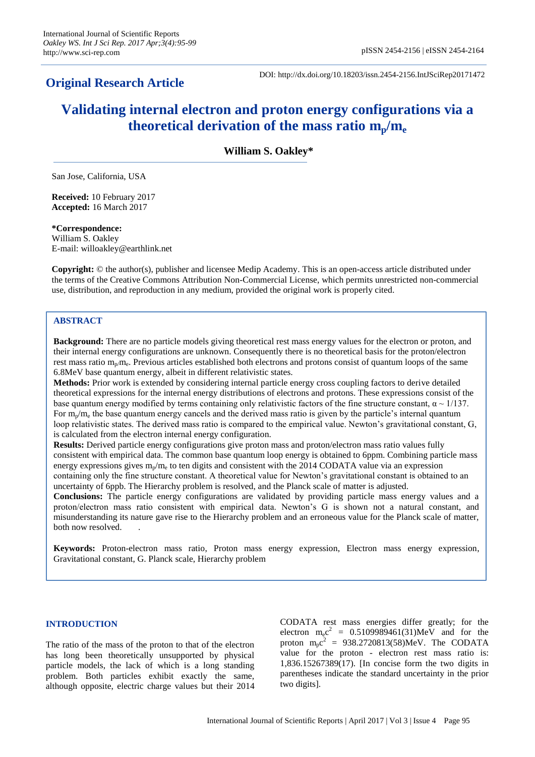**Original Research Article**

DOI: http://dx.doi.org/10.18203/issn.2454-2156.IntJSciRep20171472

# Validating internal electron and proton energy configurations via a theoretical derivation of the mass ratio $m_p/m_e$

**William S. Oakley***

San Jose, California, USA

**Received:** 10 February 2017
**Accepted:** 16 March 2017

***Correspondence:**
William S. Oakley
E-mail: willoakley@earthlink.net

**Copyright:** © the author(s), publisher and licensee Medip Academy. This is an open-access article distributed under the terms of the Creative Commons Attribution Non-Commercial License, which permits unrestricted non-commercial use, distribution, and reproduction in any medium, provided the original work is properly cited.

## ABSTRACT

**Background:** There are no particle models giving theoretical rest mass energy values for the electron or proton, and their internal energy configurations are unknown. Consequently there is no theoretical basis for the proton/electron rest mass ratio $m_p/m_e$. Previous articles established both electrons and protons consist of quantum loops of the same 6.8MeV base quantum energy, albeit in different relativistic states.

**Methods:** Prior work is extended by considering internal particle energy cross coupling factors to derive detailed theoretical expressions for the internal energy distributions of electrons and protons. These expressions consist of the base quantum energy modified by terms containing only relativistic factors of the fine structure constant, $\alpha \sim 1/137$. For $m_p/m_e$ the base quantum energy cancels and the derived mass ratio is given by the particle's internal quantum loop relativistic states. The derived mass ratio is compared to the empirical value. Newton's gravitational constant, G, is calculated from the electron internal energy configuration.

**Results:** Derived particle energy configurations give proton mass and proton/electron mass ratio values fully consistent with empirical data. The common base quantum loop energy is obtained to 6ppm. Combining particle mass energy expressions gives $m_p/m_e$ to ten digits and consistent with the 2014 CODATA value via an expression containing only the fine structure constant. A theoretical value for Newton's gravitational constant is obtained to an uncertainty of 6ppb. The Hierarchy problem is resolved, and the Planck scale of matter is adjusted.

**Conclusions:** The particle energy configurations are validated by providing particle mass energy values and a proton/electron mass ratio consistent with empirical data. Newton's G is shown not a natural constant, and misunderstanding its nature gave rise to the Hierarchy problem and an erroneous value for the Planck scale of matter, both now resolved.

**Keywords:** Proton-electron mass ratio, Proton mass energy expression, Electron mass energy expression, Gravitational constant, G. Planck scale, Hierarchy problem

## INTRODUCTION

The ratio of the mass of the proton to that of the electron has long been theoretically unsupported by physical particle models, the lack of which is a long standing problem. Both particles exhibit exactly the same, although opposite, electric charge values but their 2014 CODATA rest mass energies differ greatly; for the electron $m_ec^2$ = 0.5109989461(31)MeV and for the proton $m_pc^2$ = 938.2720813(58)MeV. The CODATA value for the proton - electron rest mass ratio is: 1,836.15267389(17). [In concise form the two digits in parentheses indicate the standard uncertainty in the prior two digits].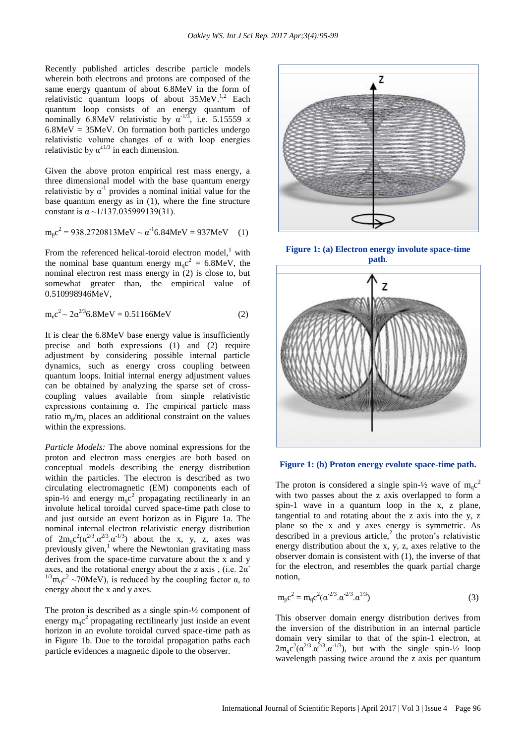Recently published articles describe particle models wherein both electrons and protons are composed of the same energy quantum of about 6.8MeV in the form of relativistic quantum loops of about 35MeV.[1,2] Each quantum loop consists of an energy quantum of nominally 6.8MeV relativistic by $\alpha^{-1/3}$, i.e. 5.15559 *x* 6.8MeV = 35MeV. On formation both particles undergo relativistic volume changes of α with loop energies relativistic by $\alpha^{\pm 1/3}$ in each dimension.

Given the above proton empirical rest mass energy, a three dimensional model with the base quantum energy relativistic by $\alpha^{-1}$ provides a nominal initial value for the base quantum energy as in (1), where the fine structure constant is α ~1/137.035999139(31).

$$m_pc^2 = 938.2720813\text{MeV} \sim \alpha^{-1}6.84\text{MeV} = 937\text{MeV} \quad (1)$$

From the referenced helical-toroid electron model,[1] with the nominal base quantum energy $m_qc^2$ = 6.8MeV, the nominal electron rest mass energy in (2) is close to, but somewhat greater than, the empirical value of 0.510998946MeV,

$$m_ec^2 \sim 2\alpha^{2/3}6.8\text{MeV} = 0.51166\text{MeV} \quad (2)$$

It is clear the 6.8MeV base energy value is insufficiently precise and both expressions (1) and (2) require adjustment by considering possible internal particle dynamics, such as energy cross coupling between quantum loops. Initial internal energy adjustment values can be obtained by analyzing the sparse set of cross-coupling values available from simple relativistic expressions containing α. The empirical particle mass ratio $m_p/m_e$ places an additional constraint on the values within the expressions.

*Particle Models:* The above nominal expressions for the proton and electron mass energies are both based on conceptual models describing the energy distribution within the particles. The electron is described as two circulating electromagnetic (EM) components each of spin-½ and energy $m_qc^2$ propagating rectilinearly in an involute helical toroidal curved space-time path close to and just outside an event horizon as in Figure 1a. The nominal internal electron relativistic energy distribution of $2m_qc^2(\alpha^{2/3}.\alpha^{2/3}.\alpha^{-1/3})$ about the x, y, z, axes was previously given,[1] where the Newtonian gravitating mass derives from the space-time curvature about the x and y axes, and the rotational energy about the z axis , (i.e. $2\alpha^{-1/3}m_qc^2$ ~70MeV), is reduced by the coupling factor α, to energy about the x and y axes.

The proton is described as a single spin-½ component of energy $m_qc^2$ propagating rectilinearly just inside an event horizon in an evolute toroidal curved space-time path as in Figure 1b. Due to the toroidal propagation paths each particle evidences a magnetic dipole to the observer.

**Figure 1: (a) Electron energy involute space-time path.**

**Figure 1: (b) Proton energy evolute space-time path.**

The proton is considered a single spin-½ wave of $m_qc^2$ with two passes about the z axis overlapped to form a spin-1 wave in a quantum loop in the x, z plane, tangential to and rotating about the z axis into the y, z plane so the x and y axes energy is symmetric. As described in a previous article,[2] the proton's relativistic energy distribution about the x, y, z, axes relative to the observer domain is consistent with (1), the inverse of that for the electron, and resembles the quark partial charge notion,

$$m_pc^2 = m_qc^2(\alpha^{-2/3}.\alpha^{-2/3}.\alpha^{1/3}) \quad (3)$$

This observer domain energy distribution derives from the inversion of the distribution in an internal particle domain very similar to that of the spin-1 electron, at $2m_qc^2(\alpha^{2/3}.\alpha^{2/3}.\alpha^{-1/3})$, but with the single spin-½ loop wavelength passing twice around the z axis per quantum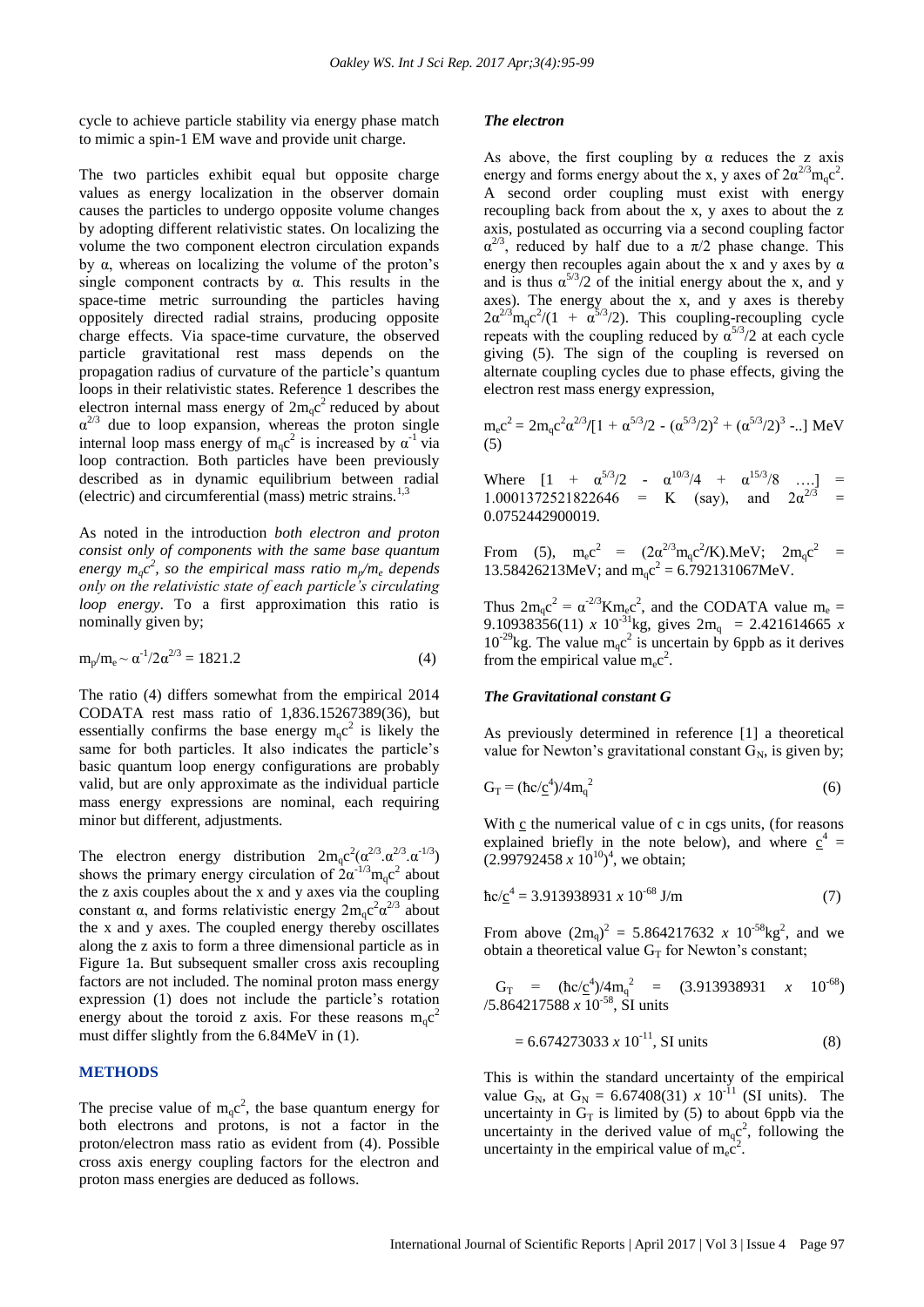cycle to achieve particle stability via energy phase match to mimic a spin-1 EM wave and provide unit charge.

The two particles exhibit equal but opposite charge values as energy localization in the observer domain causes the particles to undergo opposite volume changes by adopting different relativistic states. On localizing the volume the two component electron circulation expands by α, whereas on localizing the volume of the proton's single component contracts by α. This results in the space-time metric surrounding the particles having oppositely directed radial strains, producing opposite charge effects. Via space-time curvature, the observed particle gravitational rest mass depends on the propagation radius of curvature of the particle's quantum loops in their relativistic states. Reference 1 describes the electron internal mass energy of $2m_qc^2$ reduced by about $\alpha^{2/3}$ due to loop expansion, whereas the proton single internal loop mass energy of $m_qc^2$ is increased by $\alpha^{-1}$ via loop contraction. Both particles have been previously described as in dynamic equilibrium between radial (electric) and circumferential (mass) metric strains.[1,3]

As noted in the introduction *both electron and proton consist only of components with the same base quantum energy $m_qc^2$, so the empirical mass ratio $m_p/m_e$ depends only on the relativistic state of each particle's circulating loop energy*. To a first approximation this ratio is nominally given by;

$$m_p/m_e \sim \alpha^{-1}/2\alpha^{2/3} = 1821.2 \qquad (4)$$

The ratio (4) differs somewhat from the empirical 2014 CODATA rest mass ratio of 1,836.15267389(36), but essentially confirms the base energy $m_qc^2$ is likely the same for both particles. It also indicates the particle's basic quantum loop energy configurations are probably valid, but are only approximate as the individual particle mass energy expressions are nominal, each requiring minor but different, adjustments.

The electron energy distribution $2m_qc^2(\alpha^{2/3}.\alpha^{2/3}.\alpha^{-1/3})$ shows the primary energy circulation of $2\alpha^{-1/3}m_qc^2$ about the z axis couples about the x and y axes via the coupling constant α, and forms relativistic energy $2m_qc^2\alpha^{2/3}$ about the x and y axes. The coupled energy thereby oscillates along the z axis to form a three dimensional particle as in Figure 1a. But subsequent smaller cross axis recoupling factors are not included. The nominal proton mass energy expression (1) does not include the particle's rotation energy about the toroid z axis. For these reasons $m_qc^2$ must differ slightly from the 6.84MeV in (1).

## METHODS

The precise value of $m_qc^2$, the base quantum energy for both electrons and protons, is not a factor in the proton/electron mass ratio as evident from (4). Possible cross axis energy coupling factors for the electron and proton mass energies are deduced as follows.

### *The electron*

As above, the first coupling by α reduces the z axis energy and forms energy about the x, y axes of $2\alpha^{2/3}m_qc^2$. A second order coupling must exist with energy recoupling back from about the x, y axes to about the z axis, postulated as occurring via a second coupling factor $\alpha^{2/3}$, reduced by half due to a π/2 phase change. This energy then recouples again about the x and y axes by α and is thus $\alpha^{5/3}/2$ of the initial energy about the x, and y axes). The energy about the x, and y axes is thereby $2\alpha^{2/3}m_qc^2/(1 + \alpha^{5/3}/2)$. This coupling-recoupling cycle repeats with the coupling reduced by $\alpha^{5/3}/2$ at each cycle giving (5). The sign of the coupling is reversed on alternate coupling cycles due to phase effects, giving the electron rest mass energy expression,

$$m_ec^2 = 2m_qc^2\alpha^{2/3}/[1 + \alpha^{5/3}/2 - (\alpha^{5/3}/2)^2 + (\alpha^{5/3}/2)^3 -..] \text{ MeV} \quad (5)$$

Where $[1 + \alpha^{5/3}/2 - \alpha^{10/3}/4 + \alpha^{15/3}/8 \ \ldots] = 1.0001372521822646 = K$ (say), and $2\alpha^{2/3} = 0.0752442900019$.

From (5), $m_ec^2 = (2\alpha^{2/3}m_qc^2/K)$.MeV; $2m_qc^2 = 13.58426213$MeV; and $m_qc^2 = 6.792131067$MeV.

Thus $2m_qc^2 = \alpha^{-2/3}Km_ec^2$, and the CODATA value $m_e = 9.10938356(11) \times 10^{-31}$kg, gives $2m_q = 2.421614665 \times 10^{-29}$kg. The value $m_qc^2$ is uncertain by 6ppb as it derives from the empirical value $m_ec^2$.

### *The Gravitational constant G*

As previously determined in reference [1] a theoretical value for Newton's gravitational constant $G_N$, is given by;

$$G_T = (\hbar c/\underline{c}^4)/4m_q^2 \qquad (6)$$

With $\underline{c}$ the numerical value of c in cgs units, (for reasons explained briefly in the note below), and where $\underline{c}^4 = (2.99792458 \times 10^{10})^4$, we obtain;

$$\hbar c/\underline{c}^4 = 3.913938931 \times 10^{-68} \text{ J/m} \qquad (7)$$

From above $(2m_q)^2 = 5.864217632 \times 10^{-58}\text{kg}^2$, and we obtain a theoretical value $G_T$ for Newton's constant;

$$G_T = (\hbar c/\underline{c}^4)/4m_q^2 = (3.913938931 \times 10^{-68})/5.864217758 \times 10^{-58}, \text{ SI units}$$

$$= 6.674273033 \times 10^{-11}, \text{ SI units} \qquad (8)$$

This is within the standard uncertainty of the empirical value $G_N$, at $G_N = 6.67408(31) \times 10^{-11}$ (SI units). The uncertainty in $G_T$ is limited by (5) to about 6ppb via the uncertainty in the derived value of $m_qc^2$, following the uncertainty in the empirical value of $m_ec^2$.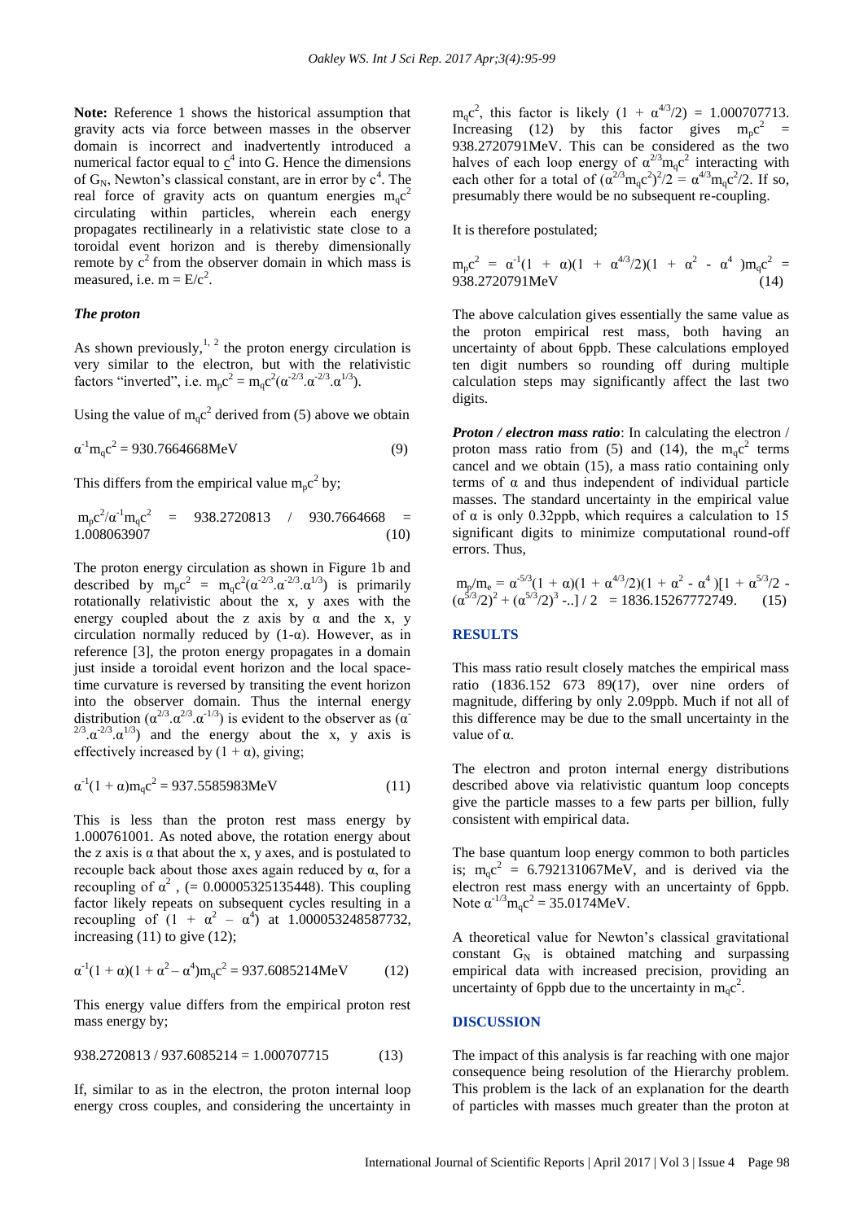**Note:** Reference 1 shows the historical assumption that gravity acts via force between masses in the observer domain is incorrect and inadvertently introduced a numerical factor equal to $\underline{c}^4$ into G. Hence the dimensions of $G_N$, Newton's classical constant, are in error by $c^4$. The real force of gravity acts on quantum energies $m_qc^2$ circulating within particles, wherein each energy propagates rectilinearly in a relativistic state close to a toroidal event horizon and is thereby dimensionally remote by $c^2$ from the observer domain in which mass is measured, i.e. $m = E/c^2$.

### *The proton*

As shown previously,[1, 2] the proton energy circulation is very similar to the electron, but with the relativistic factors "inverted", i.e. $m_pc^2 = m_qc^2(\alpha^{-2/3}.\alpha^{-2/3}.\alpha^{1/3})$.

Using the value of $m_qc^2$ derived from (5) above we obtain

$$\alpha^{-1}m_qc^2 = 930.7664668\text{MeV} \tag{9}$$

This differs from the empirical value $m_pc^2$ by;

$$m_pc^2/\alpha^{-1}m_qc^2 = 938.2720813 / 930.7664668 = 1.008063907 \tag{10}$$

The proton energy circulation as shown in Figure 1b and described by $m_pc^2 = m_qc^2(\alpha^{-2/3}.\alpha^{-2/3}.\alpha^{1/3})$ is primarily rotationally relativistic about the x, y axes with the energy coupled about the z axis by $\alpha$ and the x, y circulation normally reduced by $(1\text{-}\alpha)$. However, as in reference [3], the proton energy propagates in a domain just inside a toroidal event horizon and the local space-time curvature is reversed by transiting the event horizon into the observer domain. Thus the internal energy distribution $(\alpha^{2/3}.\alpha^{2/3}.\alpha^{-1/3})$ is evident to the observer as $(\alpha^{-2/3}.\alpha^{-2/3}.\alpha^{1/3})$ and the energy about the x, y axis is effectively increased by $(1 + \alpha)$, giving;

$$\alpha^{-1}(1 + \alpha)m_qc^2 = 937.5585983\text{MeV} \tag{11}$$

This is less than the proton rest mass energy by 1.000761001. As noted above, the rotation energy about the z axis is $\alpha$ that about the x, y axes, and is postulated to recouple back about those axes again reduced by $\alpha$, for a recoupling of $\alpha^2$ , (= 0.00005325135448). This coupling factor likely repeats on subsequent cycles resulting in a recoupling of $(1 + \alpha^2 - \alpha^4)$ at 1.000053248587732, increasing (11) to give (12);

$$\alpha^{-1}(1 + \alpha)(1 + \alpha^2 - \alpha^4)m_qc^2 = 937.6085214\text{MeV} \tag{12}$$

This energy value differs from the empirical proton rest mass energy by;

$$938.2720813 / 937.6085214 = 1.000707715 \tag{13}$$

If, similar to as in the electron, the proton internal loop energy cross couples, and considering the uncertainty in $m_qc^2$, this factor is likely $(1 + \alpha^{4/3}/2) = 1.000707713$. Increasing (12) by this factor gives $m_pc^2 = 938.2720791\text{MeV}$. This can be considered as the two halves of each loop energy of $\alpha^{2/3}m_qc^2$ interacting with each other for a total of $(\alpha^{2/3}m_qc^2)^2/2 = \alpha^{4/3}m_qc^2/2$. If so, presumably there would be no subsequent re-coupling.

It is therefore postulated;

$$m_pc^2 = \alpha^{-1}(1 + \alpha)(1 + \alpha^{4/3}/2)(1 + \alpha^2 - \alpha^4)m_qc^2 = 938.2720791\text{MeV} \tag{14}$$

The above calculation gives essentially the same value as the proton empirical rest mass, both having an uncertainty of about 6ppb. These calculations employed ten digit numbers so rounding off during multiple calculation steps may significantly affect the last two digits.

***Proton / electron mass ratio***: In calculating the electron / proton mass ratio from (5) and (14), the $m_qc^2$ terms cancel and we obtain (15), a mass ratio containing only terms of $\alpha$ and thus independent of individual particle masses. The standard uncertainty in the empirical value of $\alpha$ is only 0.32ppb, which requires a calculation to 15 significant digits to minimize computational round-off errors. Thus,

$$m_p/m_e = \alpha^{-5/3}(1 + \alpha)(1 + \alpha^{4/3}/2)(1 + \alpha^2 - \alpha^4)[1 + \alpha^{5/3}/2 - (\alpha^{5/3}/2)^2 + (\alpha^{5/3}/2)^3 -..] / 2 = 1836.15267772749. \tag{15}$$

## RESULTS

This mass ratio result closely matches the empirical mass ratio (1836.152 673 89(17), over nine orders of magnitude, differing by only 2.09ppb. Much if not all of this difference may be due to the small uncertainty in the value of $\alpha$.

The electron and proton internal energy distributions described above via relativistic quantum loop concepts give the particle masses to a few parts per billion, fully consistent with empirical data.

The base quantum loop energy common to both particles is; $m_qc^2 = 6.792131067\text{MeV}$, and is derived via the electron rest mass energy with an uncertainty of 6ppb. Note $\alpha^{-1/3}m_qc^2 = 35.0174\text{MeV}$.

A theoretical value for Newton's classical gravitational constant $G_N$ is obtained matching and surpassing empirical data with increased precision, providing an uncertainty of 6ppb due to the uncertainty in $m_qc^2$.

## DISCUSSION

The impact of this analysis is far reaching with one major consequence being resolution of the Hierarchy problem. This problem is the lack of an explanation for the dearth of particles with masses much greater than the proton at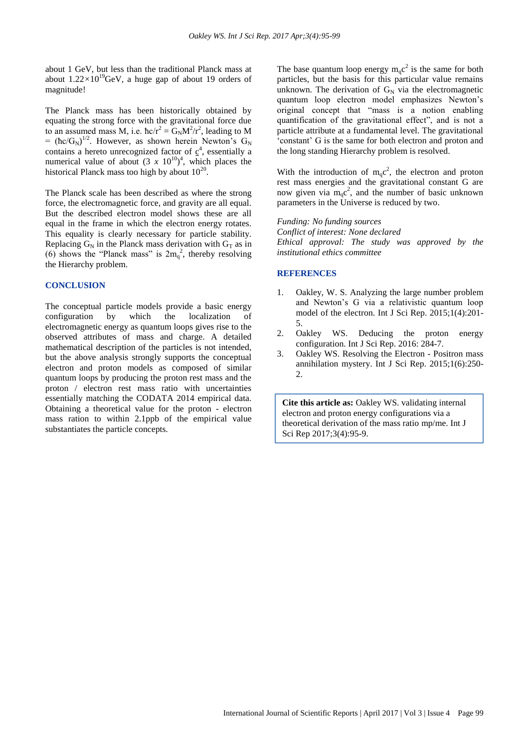about 1 GeV, but less than the traditional Planck mass at about $1.22\times10^{19}$GeV, a huge gap of about 19 orders of magnitude!

The Planck mass has been historically obtained by equating the strong force with the gravitational force due to an assumed mass M, i.e. $\hbar c/r^2 = G_N M^2/r^2$, leading to $M = (\hbar c/G_N)^{1/2}$. However, as shown herein Newton's $G_N$ contains a hereto unrecognized factor of $\underline{c}^4$, essentially a numerical value of about $(3 \times 10^{10})^4$, which places the historical Planck mass too high by about $10^{20}$.

The Planck scale has been described as where the strong force, the electromagnetic force, and gravity are all equal. But the described electron model shows these are all equal in the frame in which the electron energy rotates. This equality is clearly necessary for particle stability. Replacing $G_N$ in the Planck mass derivation with $G_T$ as in (6) shows the "Planck mass" is $2m_q^2$, thereby resolving the Hierarchy problem.

## CONCLUSION

The conceptual particle models provide a basic energy configuration by which the localization of electromagnetic energy as quantum loops gives rise to the observed attributes of mass and charge. A detailed mathematical description of the particles is not intended, but the above analysis strongly supports the conceptual electron and proton models as composed of similar quantum loops by producing the proton rest mass and the proton / electron rest mass ratio with uncertainties essentially matching the CODATA 2014 empirical data. Obtaining a theoretical value for the proton - electron mass ration to within 2.1ppb of the empirical value substantiates the particle concepts.

The base quantum loop energy $m_q c^2$ is the same for both particles, but the basis for this particular value remains unknown. The derivation of $G_N$ via the electromagnetic quantum loop electron model emphasizes Newton's original concept that "mass is a notion enabling quantification of the gravitational effect", and is not a particle attribute at a fundamental level. The gravitational 'constant' G is the same for both electron and proton and the long standing Hierarchy problem is resolved.

With the introduction of $m_q c^2$, the electron and proton rest mass energies and the gravitational constant G are now given via $m_q c^2$, and the number of basic unknown parameters in the Universe is reduced by two.

*Funding: No funding sources*
*Conflict of interest: None declared*
*Ethical approval: The study was approved by the institutional ethics committee*

## REFERENCES

1. Oakley, W. S. Analyzing the large number problem and Newton's G via a relativistic quantum loop model of the electron. Int J Sci Rep. 2015;1(4):201-5.
2. Oakley WS. Deducing the proton energy configuration. Int J Sci Rep. 2016: 284-7.
3. Oakley WS. Resolving the Electron - Positron mass annihilation mystery. Int J Sci Rep. 2015;1(6):250-2.

**Cite this article as:** Oakley WS. validating internal electron and proton energy configurations via a theoretical derivation of the mass ratio mp/me. Int J Sci Rep 2017;3(4):95-9.